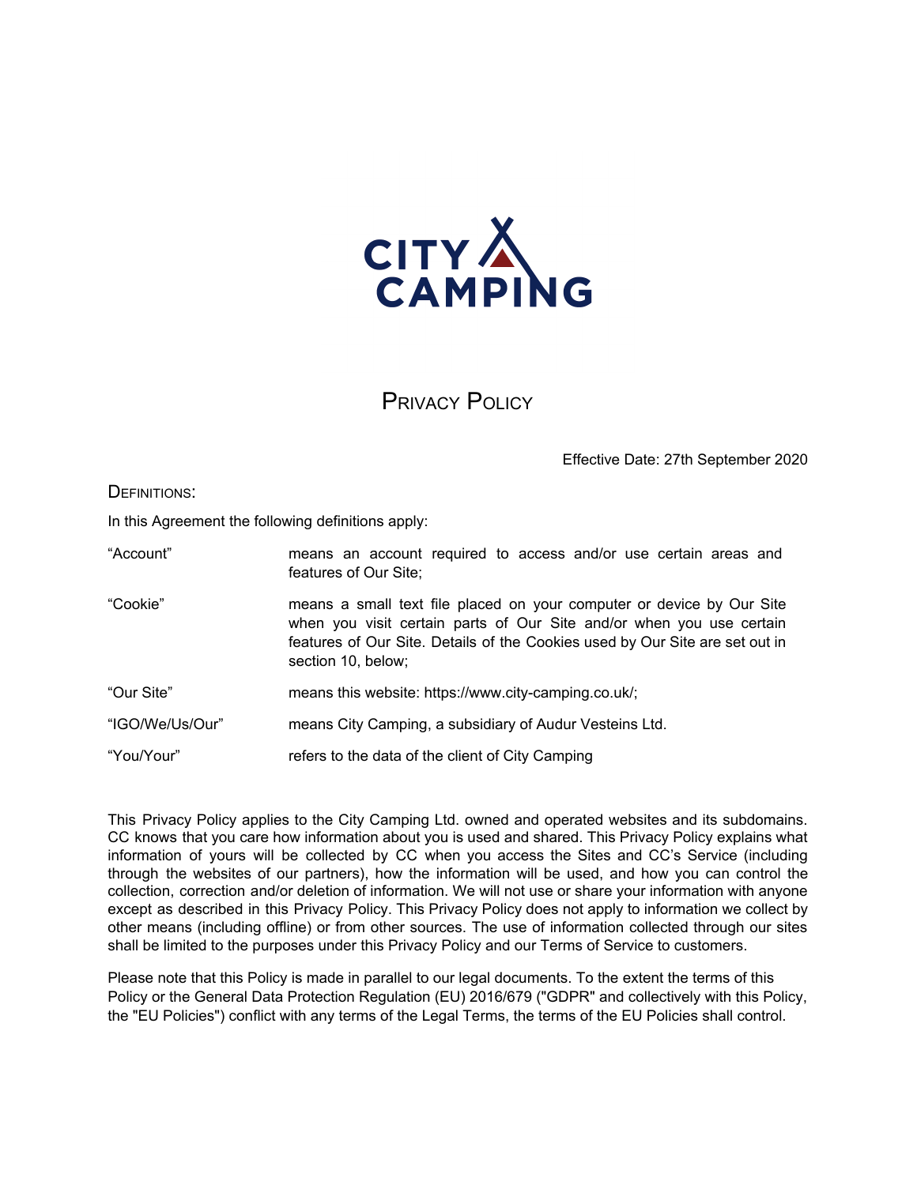CITY CAMPING

# Privacy Policy

Effective Date: 27th September 2020

## Definitions:

In this Agreement the following definitions apply:

| | |
|---|---|
| "Account" | means an account required to access and/or use certain areas and features of Our Site; |
| "Cookie" | means a small text file placed on your computer or device by Our Site when you visit certain parts of Our Site and/or when you use certain features of Our Site. Details of the Cookies used by Our Site are set out in section 10, below; |
| "Our Site" | means this website: https://www.city-camping.co.uk/; |
| "IGO/We/Us/Our" | means City Camping, a subsidiary of Audur Vesteins Ltd. |
| "You/Your" | refers to the data of the client of City Camping |

This Privacy Policy applies to the City Camping Ltd. owned and operated websites and its subdomains. CC knows that you care how information about you is used and shared. This Privacy Policy explains what information of yours will be collected by CC when you access the Sites and CC's Service (including through the websites of our partners), how the information will be used, and how you can control the collection, correction and/or deletion of information. We will not use or share your information with anyone except as described in this Privacy Policy. This Privacy Policy does not apply to information we collect by other means (including offline) or from other sources. The use of information collected through our sites shall be limited to the purposes under this Privacy Policy and our Terms of Service to customers.

Please note that this Policy is made in parallel to our legal documents. To the extent the terms of this Policy or the General Data Protection Regulation (EU) 2016/679 ("GDPR" and collectively with this Policy, the "EU Policies") conflict with any terms of the Legal Terms, the terms of the EU Policies shall control.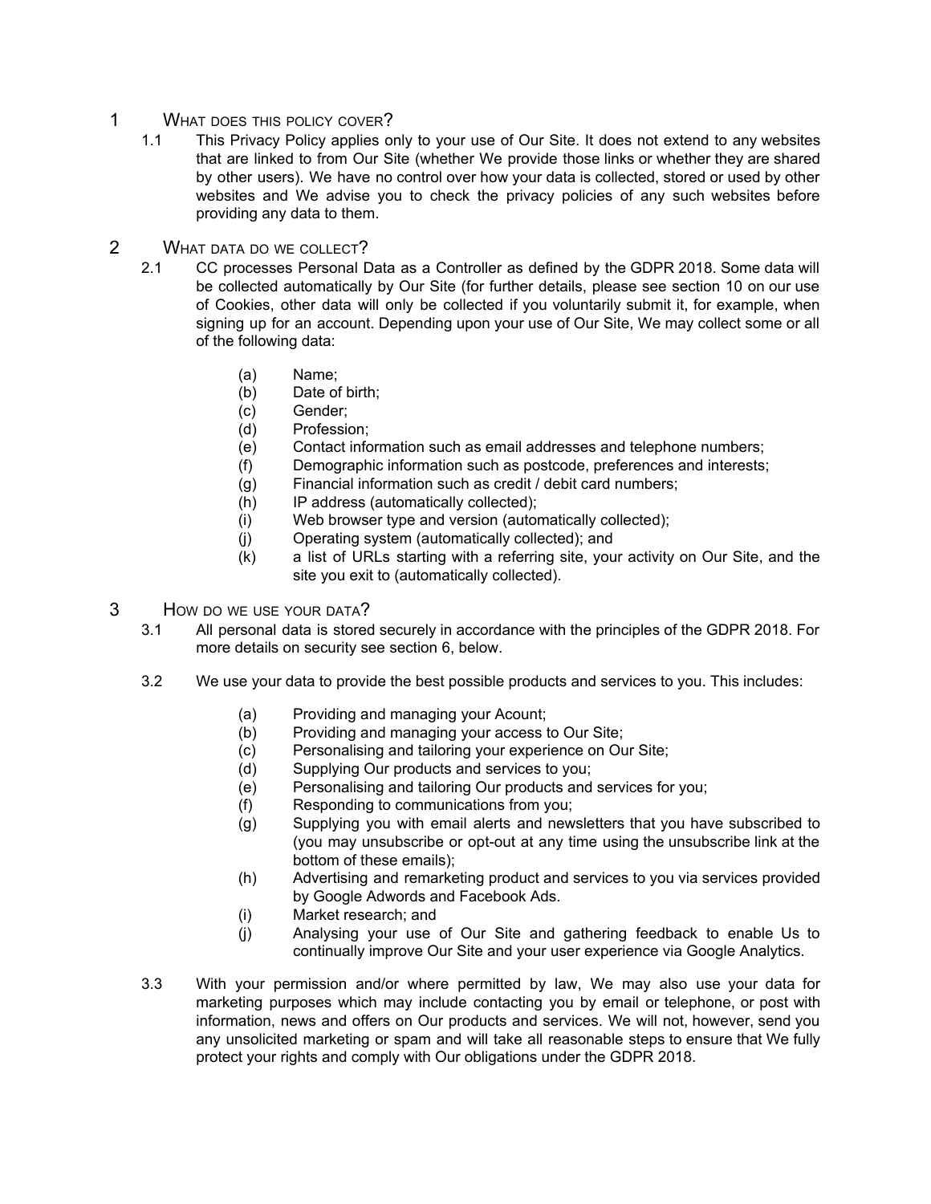## 1 What does this policy cover?

1.1 This Privacy Policy applies only to your use of Our Site. It does not extend to any websites that are linked to from Our Site (whether We provide those links or whether they are shared by other users). We have no control over how your data is collected, stored or used by other websites and We advise you to check the privacy policies of any such websites before providing any data to them.

## 2 What data do we collect?

2.1 CC processes Personal Data as a Controller as defined by the GDPR 2018. Some data will be collected automatically by Our Site (for further details, please see section 10 on our use of Cookies, other data will only be collected if you voluntarily submit it, for example, when signing up for an account. Depending upon your use of Our Site, We may collect some or all of the following data:

- (a) Name;
- (b) Date of birth;
- (c) Gender;
- (d) Profession;
- (e) Contact information such as email addresses and telephone numbers;
- (f) Demographic information such as postcode, preferences and interests;
- (g) Financial information such as credit / debit card numbers;
- (h) IP address (automatically collected);
- (i) Web browser type and version (automatically collected);
- (j) Operating system (automatically collected); and
- (k) a list of URLs starting with a referring site, your activity on Our Site, and the site you exit to (automatically collected).

## 3 How do we use your data?

3.1 All personal data is stored securely in accordance with the principles of the GDPR 2018. For more details on security see section 6, below.

3.2 We use your data to provide the best possible products and services to you. This includes:

- (a) Providing and managing your Acount;
- (b) Providing and managing your access to Our Site;
- (c) Personalising and tailoring your experience on Our Site;
- (d) Supplying Our products and services to you;
- (e) Personalising and tailoring Our products and services for you;
- (f) Responding to communications from you;
- (g) Supplying you with email alerts and newsletters that you have subscribed to (you may unsubscribe or opt-out at any time using the unsubscribe link at the bottom of these emails);
- (h) Advertising and remarketing product and services to you via services provided by Google Adwords and Facebook Ads.
- (i) Market research; and
- (j) Analysing your use of Our Site and gathering feedback to enable Us to continually improve Our Site and your user experience via Google Analytics.

3.3 With your permission and/or where permitted by law, We may also use your data for marketing purposes which may include contacting you by email or telephone, or post with information, news and offers on Our products and services. We will not, however, send you any unsolicited marketing or spam and will take all reasonable steps to ensure that We fully protect your rights and comply with Our obligations under the GDPR 2018.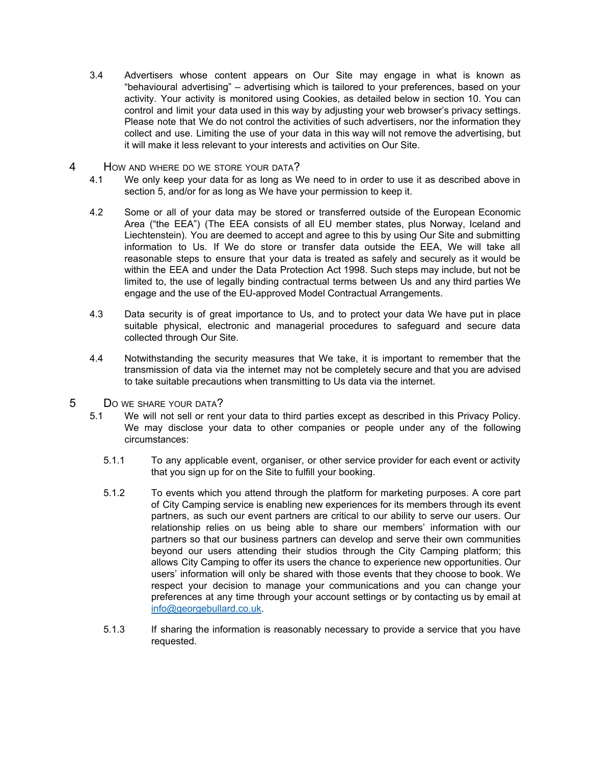3.4 Advertisers whose content appears on Our Site may engage in what is known as "behavioural advertising" – advertising which is tailored to your preferences, based on your activity. Your activity is monitored using Cookies, as detailed below in section 10. You can control and limit your data used in this way by adjusting your web browser's privacy settings. Please note that We do not control the activities of such advertisers, nor the information they collect and use. Limiting the use of your data in this way will not remove the advertising, but it will make it less relevant to your interests and activities on Our Site.

## 4 How and where do we store your data?

4.1 We only keep your data for as long as We need to in order to use it as described above in section 5, and/or for as long as We have your permission to keep it.

4.2 Some or all of your data may be stored or transferred outside of the European Economic Area ("the EEA") (The EEA consists of all EU member states, plus Norway, Iceland and Liechtenstein). You are deemed to accept and agree to this by using Our Site and submitting information to Us. If We do store or transfer data outside the EEA, We will take all reasonable steps to ensure that your data is treated as safely and securely as it would be within the EEA and under the Data Protection Act 1998. Such steps may include, but not be limited to, the use of legally binding contractual terms between Us and any third parties We engage and the use of the EU-approved Model Contractual Arrangements.

4.3 Data security is of great importance to Us, and to protect your data We have put in place suitable physical, electronic and managerial procedures to safeguard and secure data collected through Our Site.

4.4 Notwithstanding the security measures that We take, it is important to remember that the transmission of data via the internet may not be completely secure and that you are advised to take suitable precautions when transmitting to Us data via the internet.

## 5 Do we share your data?

5.1 We will not sell or rent your data to third parties except as described in this Privacy Policy. We may disclose your data to other companies or people under any of the following circumstances:

5.1.1 To any applicable event, organiser, or other service provider for each event or activity that you sign up for on the Site to fulfill your booking.

5.1.2 To events which you attend through the platform for marketing purposes. A core part of City Camping service is enabling new experiences for its members through its event partners, as such our event partners are critical to our ability to serve our users. Our relationship relies on us being able to share our members' information with our partners so that our business partners can develop and serve their own communities beyond our users attending their studios through the City Camping platform; this allows City Camping to offer its users the chance to experience new opportunities. Our users' information will only be shared with those events that they choose to book. We respect your decision to manage your communications and you can change your preferences at any time through your account settings or by contacting us by email at [info@georgebullard.co.uk](mailto:info@georgebullard.co.uk).

5.1.3 If sharing the information is reasonably necessary to provide a service that you have requested.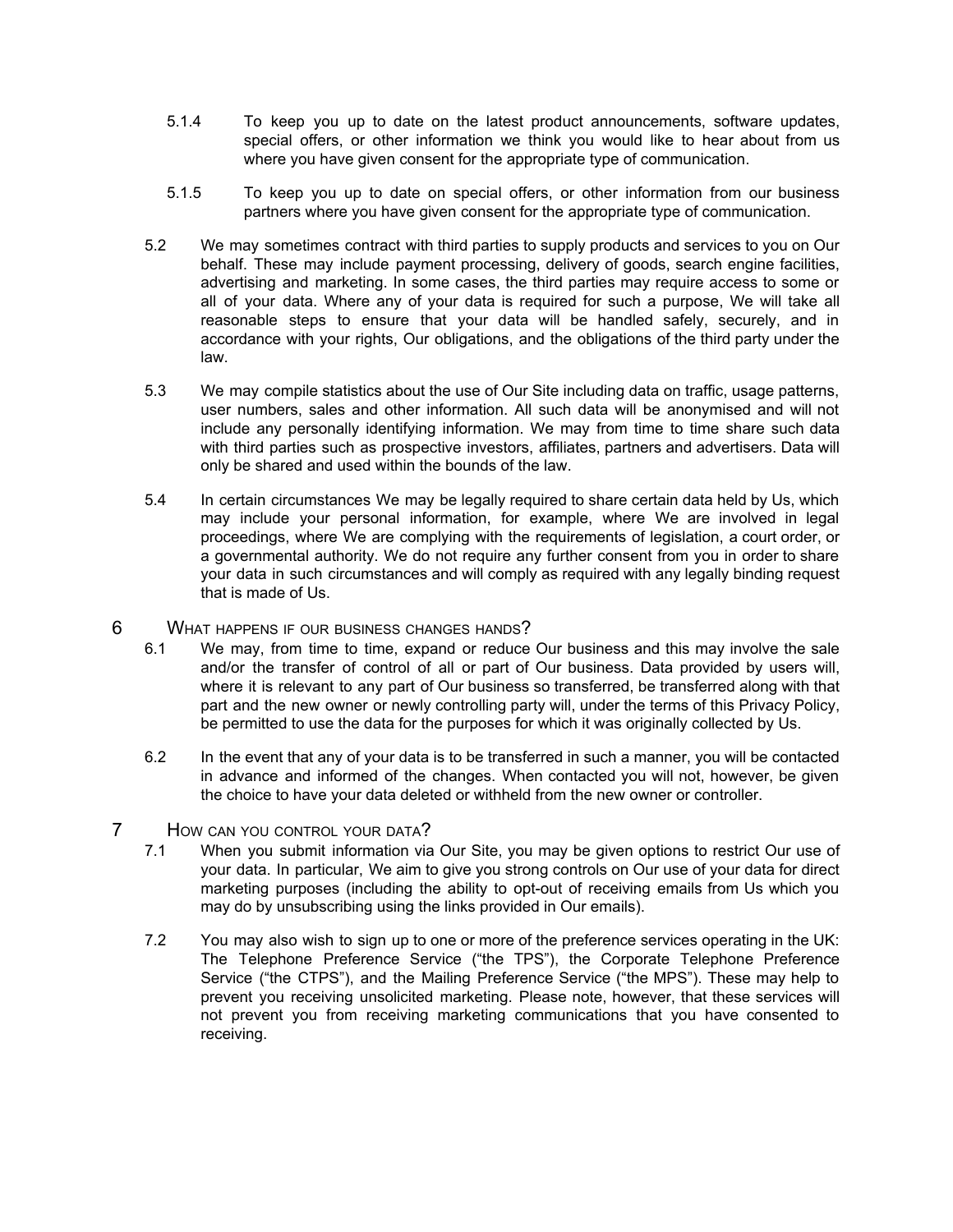5.1.4 To keep you up to date on the latest product announcements, software updates, special offers, or other information we think you would like to hear about from us where you have given consent for the appropriate type of communication.

5.1.5 To keep you up to date on special offers, or other information from our business partners where you have given consent for the appropriate type of communication.

5.2 We may sometimes contract with third parties to supply products and services to you on Our behalf. These may include payment processing, delivery of goods, search engine facilities, advertising and marketing. In some cases, the third parties may require access to some or all of your data. Where any of your data is required for such a purpose, We will take all reasonable steps to ensure that your data will be handled safely, securely, and in accordance with your rights, Our obligations, and the obligations of the third party under the law.

5.3 We may compile statistics about the use of Our Site including data on traffic, usage patterns, user numbers, sales and other information. All such data will be anonymised and will not include any personally identifying information. We may from time to time share such data with third parties such as prospective investors, affiliates, partners and advertisers. Data will only be shared and used within the bounds of the law.

5.4 In certain circumstances We may be legally required to share certain data held by Us, which may include your personal information, for example, where We are involved in legal proceedings, where We are complying with the requirements of legislation, a court order, or a governmental authority. We do not require any further consent from you in order to share your data in such circumstances and will comply as required with any legally binding request that is made of Us.

## 6 What happens if our business changes hands?

6.1 We may, from time to time, expand or reduce Our business and this may involve the sale and/or the transfer of control of all or part of Our business. Data provided by users will, where it is relevant to any part of Our business so transferred, be transferred along with that part and the new owner or newly controlling party will, under the terms of this Privacy Policy, be permitted to use the data for the purposes for which it was originally collected by Us.

6.2 In the event that any of your data is to be transferred in such a manner, you will be contacted in advance and informed of the changes. When contacted you will not, however, be given the choice to have your data deleted or withheld from the new owner or controller.

## 7 How can you control your data?

7.1 When you submit information via Our Site, you may be given options to restrict Our use of your data. In particular, We aim to give you strong controls on Our use of your data for direct marketing purposes (including the ability to opt-out of receiving emails from Us which you may do by unsubscribing using the links provided in Our emails).

7.2 You may also wish to sign up to one or more of the preference services operating in the UK: The Telephone Preference Service ("the TPS"), the Corporate Telephone Preference Service ("the CTPS"), and the Mailing Preference Service ("the MPS"). These may help to prevent you receiving unsolicited marketing. Please note, however, that these services will not prevent you from receiving marketing communications that you have consented to receiving.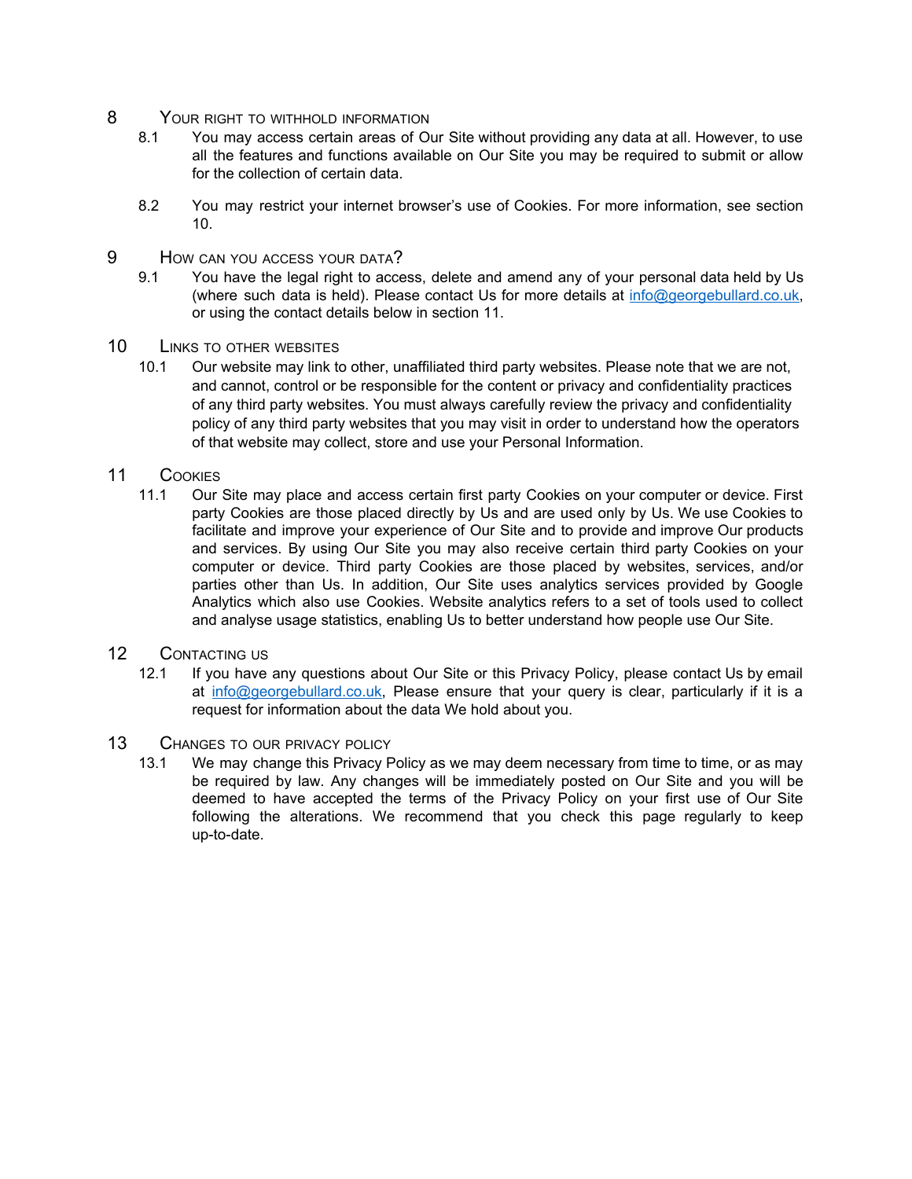## 8 Your right to withhold information

8.1 You may access certain areas of Our Site without providing any data at all. However, to use all the features and functions available on Our Site you may be required to submit or allow for the collection of certain data.

8.2 You may restrict your internet browser's use of Cookies. For more information, see section 10.

## 9 How can you access your data?

9.1 You have the legal right to access, delete and amend any of your personal data held by Us (where such data is held). Please contact Us for more details at info@georgebullard.co.uk, or using the contact details below in section 11.

## 10 Links to other websites

10.1 Our website may link to other, unaffiliated third party websites. Please note that we are not, and cannot, control or be responsible for the content or privacy and confidentiality practices of any third party websites. You must always carefully review the privacy and confidentiality policy of any third party websites that you may visit in order to understand how the operators of that website may collect, store and use your Personal Information.

## 11 Cookies

11.1 Our Site may place and access certain first party Cookies on your computer or device. First party Cookies are those placed directly by Us and are used only by Us. We use Cookies to facilitate and improve your experience of Our Site and to provide and improve Our products and services. By using Our Site you may also receive certain third party Cookies on your computer or device. Third party Cookies are those placed by websites, services, and/or parties other than Us. In addition, Our Site uses analytics services provided by Google Analytics which also use Cookies. Website analytics refers to a set of tools used to collect and analyse usage statistics, enabling Us to better understand how people use Our Site.

## 12 Contacting us

12.1 If you have any questions about Our Site or this Privacy Policy, please contact Us by email at info@georgebullard.co.uk, Please ensure that your query is clear, particularly if it is a request for information about the data We hold about you.

## 13 Changes to our privacy policy

13.1 We may change this Privacy Policy as we may deem necessary from time to time, or as may be required by law. Any changes will be immediately posted on Our Site and you will be deemed to have accepted the terms of the Privacy Policy on your first use of Our Site following the alterations. We recommend that you check this page regularly to keep up-to-date.